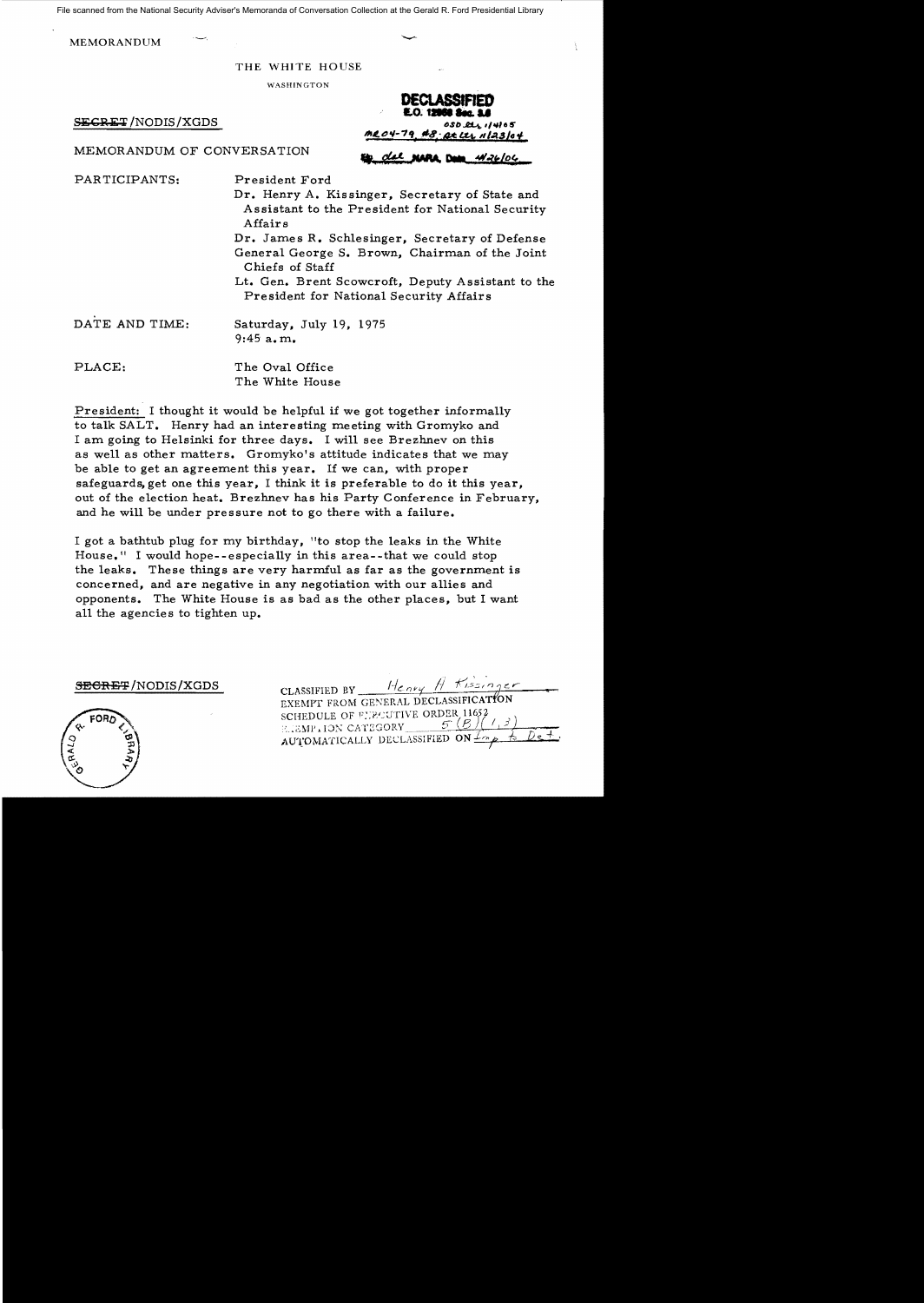File scanned from the National Security Adviser's Memoranda of Conversation Collection at the Gerald R. Ford Presidential Library

MEMORANDUM

THE WHITE HOUSE

WASHINGTON

**DECLASSIFIED**
**E.O. 12958 Sec. 3.6**
OSD ltr 1/4/05
MR 04-79, #8; St ltr 11/23/04
By dal NARA, Date 4/26/06

~~SECRET~~/NODIS/XGDS

MEMORANDUM OF CONVERSATION

PARTICIPANTS: President Ford

Dr. Henry A. Kissinger, Secretary of State and Assistant to the President for National Security Affairs

Dr. James R. Schlesinger, Secretary of Defense

General George S. Brown, Chairman of the Joint Chiefs of Staff

Lt. Gen. Brent Scowcroft, Deputy Assistant to the President for National Security Affairs

DATE AND TIME: Saturday, July 19, 1975
9:45 a.m.

PLACE: The Oval Office
The White House

President: I thought it would be helpful if we got together informally to talk SALT. Henry had an interesting meeting with Gromyko and I am going to Helsinki for three days. I will see Brezhnev on this as well as other matters. Gromyko's attitude indicates that we may be able to get an agreement this year. If we can, with proper safeguards, get one this year, I think it is preferable to do it this year, out of the election heat. Brezhnev has his Party Conference in February, and he will be under pressure not to go there with a failure.

I got a bathtub plug for my birthday, "to stop the leaks in the White House." I would hope--especially in this area--that we could stop the leaks. These things are very harmful as far as the government is concerned, and are negative in any negotiation with our allies and opponents. The White House is as bad as the other places, but I want all the agencies to tighten up.

~~SECRET~~/NODIS/XGDS

CLASSIFIED BY Henry A. Kissinger
EXEMPT FROM GENERAL DECLASSIFICATION
SCHEDULE OF EXECUTIVE ORDER 11652
EXEMPTION CATEGORY 5 (B) (1, 3)
AUTOMATICALLY DECLASSIFIED ON Imp. to Det.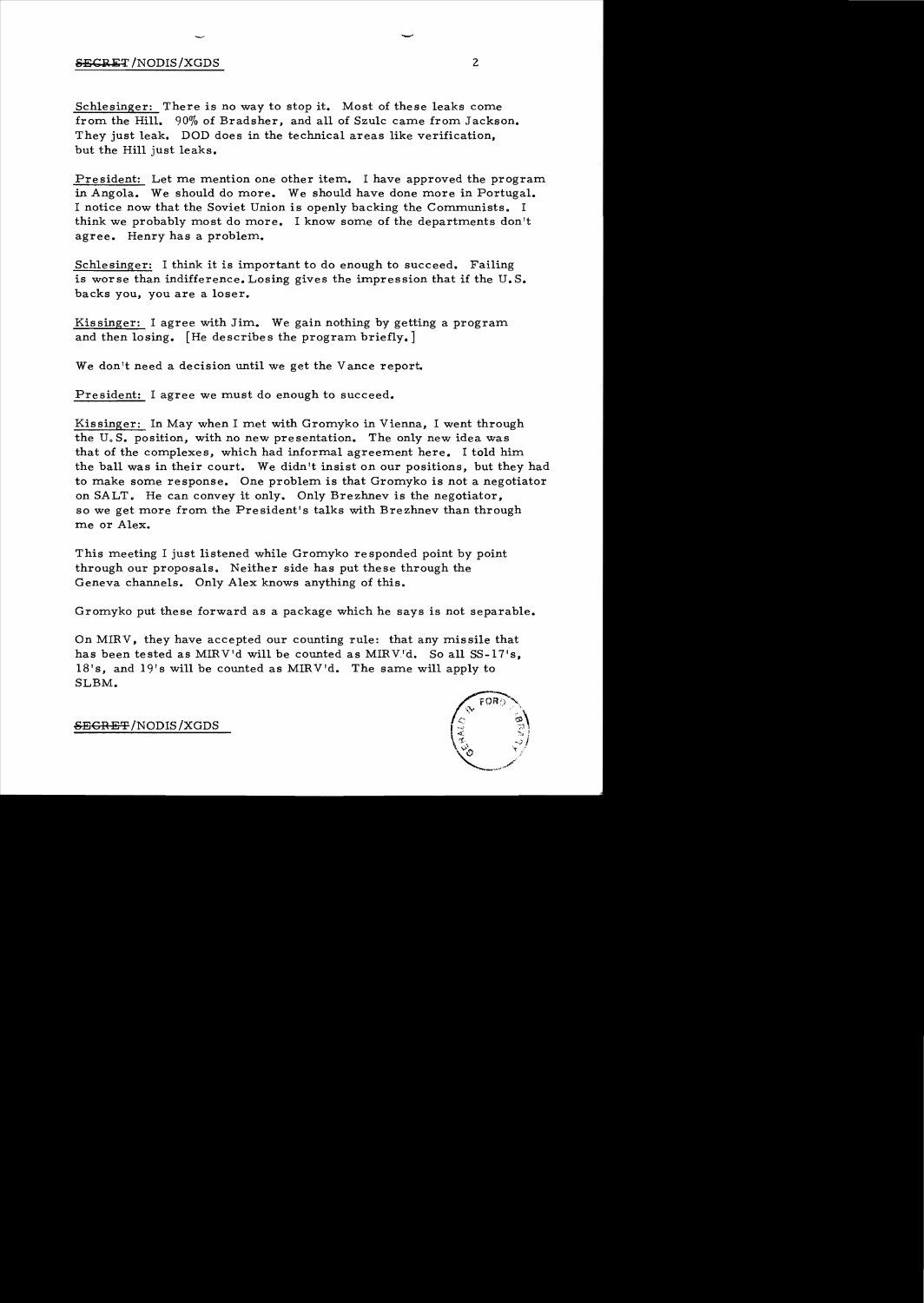Schlesinger: There is no way to stop it. Most of these leaks come from the Hill. 90% of Bradsher, and all of Szulc came from Jackson. They just leak. DOD does in the technical areas like verification, but the Hill just leaks.

President: Let me mention one other item. I have approved the program in Angola. We should do more. We should have done more in Portugal. I notice now that the Soviet Union is openly backing the Communists. I think we probably most do more. I know some of the departments don't agree. Henry has a problem.

Schlesinger: I think it is important to do enough to succeed. Failing is worse than indifference. Losing gives the impression that if the U.S. backs you, you are a loser.

Kissinger: I agree with Jim. We gain nothing by getting a program and then losing. [He describes the program briefly.]

We don't need a decision until we get the Vance report.

President: I agree we must do enough to succeed.

Kissinger: In May when I met with Gromyko in Vienna, I went through the U.S. position, with no new presentation. The only new idea was that of the complexes, which had informal agreement here. I told him the ball was in their court. We didn't insist on our positions, but they had to make some response. One problem is that Gromyko is not a negotiator on SALT. He can convey it only. Only Brezhnev is the negotiator, so we get more from the President's talks with Brezhnev than through me or Alex.

This meeting I just listened while Gromyko responded point by point through our proposals. Neither side has put these through the Geneva channels. Only Alex knows anything of this.

Gromyko put these forward as a package which he says is not separable.

On MIRV, they have accepted our counting rule: that any missile that has been tested as MIRV'd will be counted as MIRV'd. So all SS-17's, 18's, and 19's will be counted as MIRV'd. The same will apply to SLBM.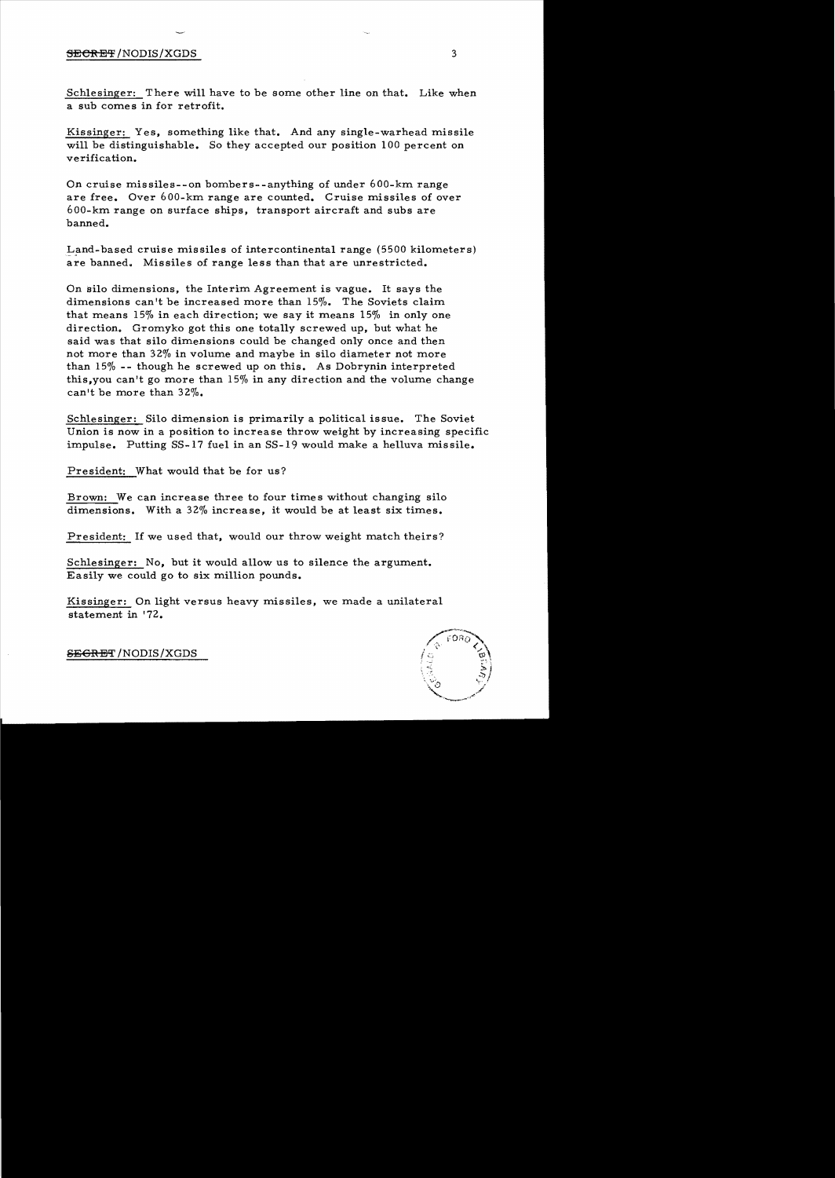Schlesinger: There will have to be some other line on that. Like when a sub comes in for retrofit.

Kissinger: Yes, something like that. And any single-warhead missile will be distinguishable. So they accepted our position 100 percent on verification.

On cruise missiles--on bombers--anything of under 600-km range are free. Over 600-km range are counted. Cruise missiles of over 600-km range on surface ships, transport aircraft and subs are banned.

Land-based cruise missiles of intercontinental range (5500 kilometers) are banned. Missiles of range less than that are unrestricted.

On silo dimensions, the Interim Agreement is vague. It says the dimensions can't be increased more than 15%. The Soviets claim that means 15% in each direction; we say it means 15% in only one direction. Gromyko got this one totally screwed up, but what he said was that silo dimensions could be changed only once and then not more than 32% in volume and maybe in silo diameter not more than 15% -- though he screwed up on this. As Dobrynin interpreted this, you can't go more than 15% in any direction and the volume change can't be more than 32%.

Schlesinger: Silo dimension is primarily a political issue. The Soviet Union is now in a position to increase throw weight by increasing specific impulse. Putting SS-17 fuel in an SS-19 would make a helluva missile.

President: What would that be for us?

Brown: We can increase three to four times without changing silo dimensions. With a 32% increase, it would be at least six times.

President: If we used that, would our throw weight match theirs?

Schlesinger: No, but it would allow us to silence the argument. Easily we could go to six million pounds.

Kissinger: On light versus heavy missiles, we made a unilateral statement in '72.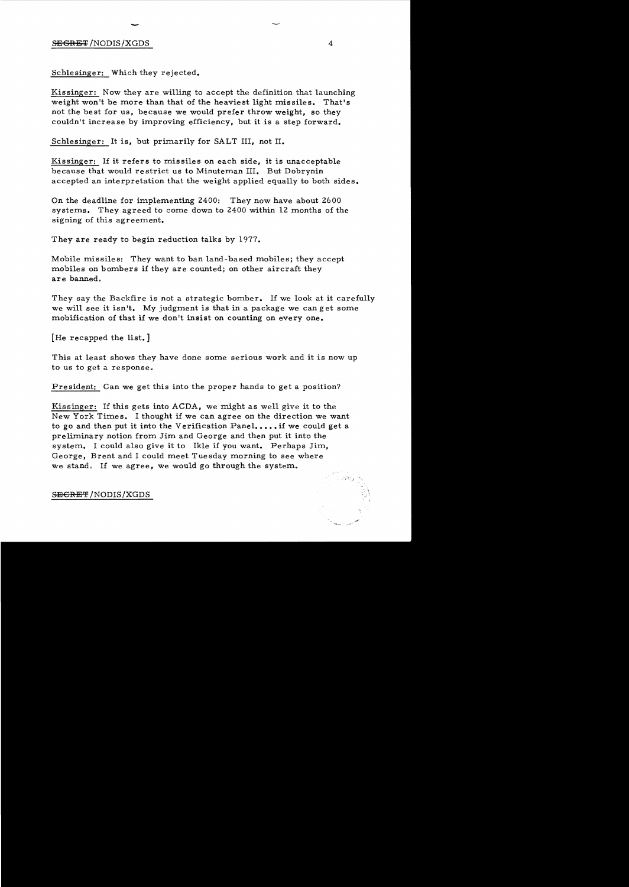Schlesinger: Which they rejected.

Kissinger: Now they are willing to accept the definition that launching weight won't be more than that of the heaviest light missiles. That's not the best for us, because we would prefer throw weight, so they couldn't increase by improving efficiency, but it is a step forward.

Schlesinger: It is, but primarily for SALT III, not II.

Kissinger: If it refers to missiles on each side, it is unacceptable because that would restrict us to Minuteman III. But Dobrynin accepted an interpretation that the weight applied equally to both sides.

On the deadline for implementing 2400: They now have about 2600 systems. They agreed to come down to 2400 within 12 months of the signing of this agreement.

They are ready to begin reduction talks by 1977.

Mobile missiles: They want to ban land-based mobiles; they accept mobiles on bombers if they are counted; on other aircraft they are banned.

They say the Backfire is not a strategic bomber. If we look at it carefully we will see it isn't. My judgment is that in a package we can get some mobification of that if we don't insist on counting on every one.

[He recapped the list.]

This at least shows they have done some serious work and it is now up to us to get a response.

President: Can we get this into the proper hands to get a position?

Kissinger: If this gets into ACDA, we might as well give it to the New York Times. I thought if we can agree on the direction we want to go and then put it into the Verification Panel.....if we could get a preliminary notion from Jim and George and then put it into the system. I could also give it to Ikle if you want. Perhaps Jim, George, Brent and I could meet Tuesday morning to see where we stand. If we agree, we would go through the system.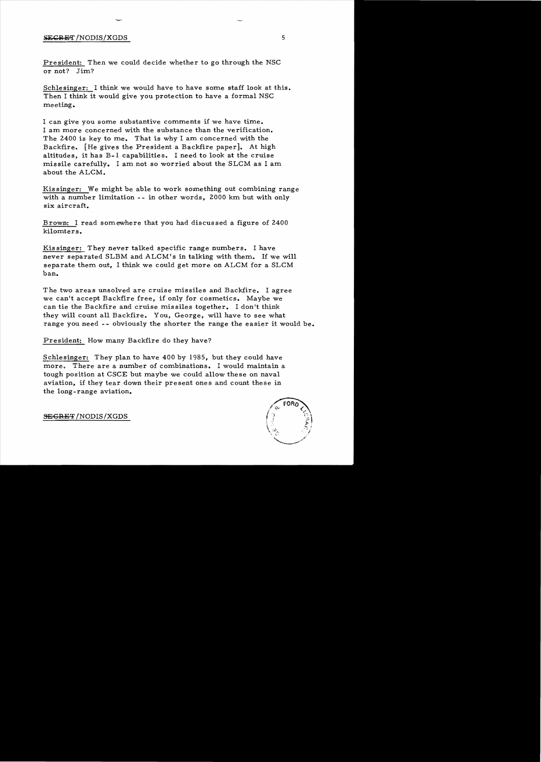President: Then we could decide whether to go through the NSC or not? Jim?

Schlesinger: I think we would have to have some staff look at this. Then I think it would give you protection to have a formal NSC meeting.

I can give you some substantive comments if we have time. I am more concerned with the substance than the verification. The 2400 is key to me. That is why I am concerned with the Backfire. [He gives the President a Backfire paper]. At high altitudes, it has B-1 capabilities. I need to look at the cruise missile carefully. I am not so worried about the SLCM as I am about the ALCM.

Kissinger: We might be able to work something out combining range with a number limitation -- in other words, 2000 km but with only six aircraft.

Brown: I read somewhere that you had discussed a figure of 2400 kilomters.

Kissinger: They never talked specific range numbers. I have never separated SLBM and ALCM's in talking with them. If we will separate them out, I think we could get more on ALCM for a SLCM ban.

The two areas unsolved are cruise missiles and Backfire. I agree we can't accept Backfire free, if only for cosmetics. Maybe we can tie the Backfire and cruise missiles together. I don't think they will count all Backfire. You, George, will have to see what range you need -- obviously the shorter the range the easier it would be.

President: How many Backfire do they have?

Schlesinger: They plan to have 400 by 1985, but they could have more. There are a number of combinations. I would maintain a tough position at CSCE but maybe we could allow these on naval aviation, if they tear down their present ones and count these in the long-range aviation.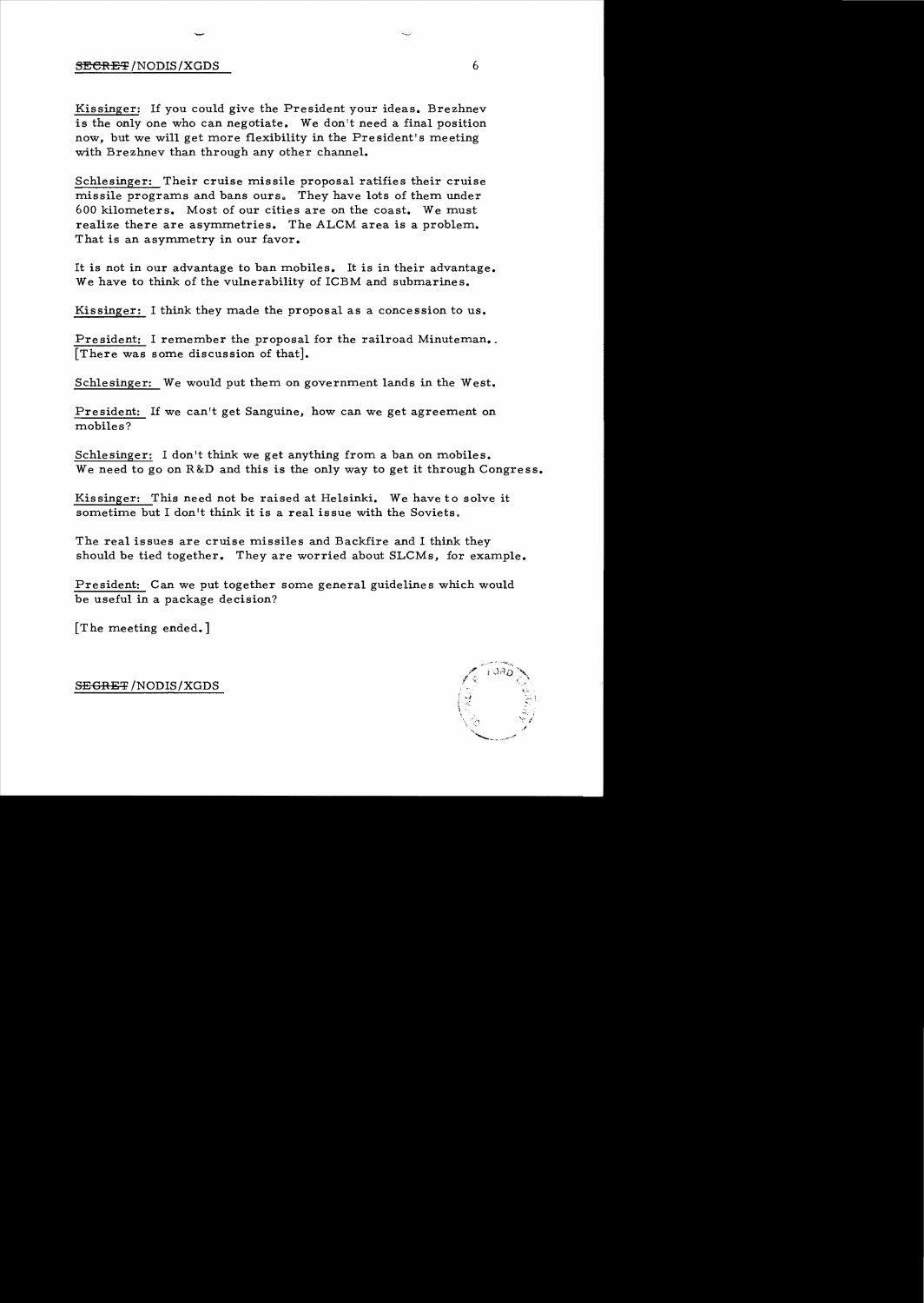Kissinger: If you could give the President your ideas. Brezhnev is the only one who can negotiate. We don't need a final position now, but we will get more flexibility in the President's meeting with Brezhnev than through any other channel.

Schlesinger: Their cruise missile proposal ratifies their cruise missile programs and bans ours. They have lots of them under 600 kilometers. Most of our cities are on the coast. We must realize there are asymmetries. The ALCM area is a problem. That is an asymmetry in our favor.

It is not in our advantage to ban mobiles. It is in their advantage. We have to think of the vulnerability of ICBM and submarines.

Kissinger: I think they made the proposal as a concession to us.

President: I remember the proposal for the railroad Minuteman. [There was some discussion of that].

Schlesinger: We would put them on government lands in the West.

President: If we can't get Sanguine, how can we get agreement on mobiles?

Schlesinger: I don't think we get anything from a ban on mobiles. We need to go on R&D and this is the only way to get it through Congress.

Kissinger: This need not be raised at Helsinki. We have to solve it sometime but I don't think it is a real issue with the Soviets.

The real issues are cruise missiles and Backfire and I think they should be tied together. They are worried about SLCMs, for example.

President: Can we put together some general guidelines which would be useful in a package decision?

[The meeting ended.]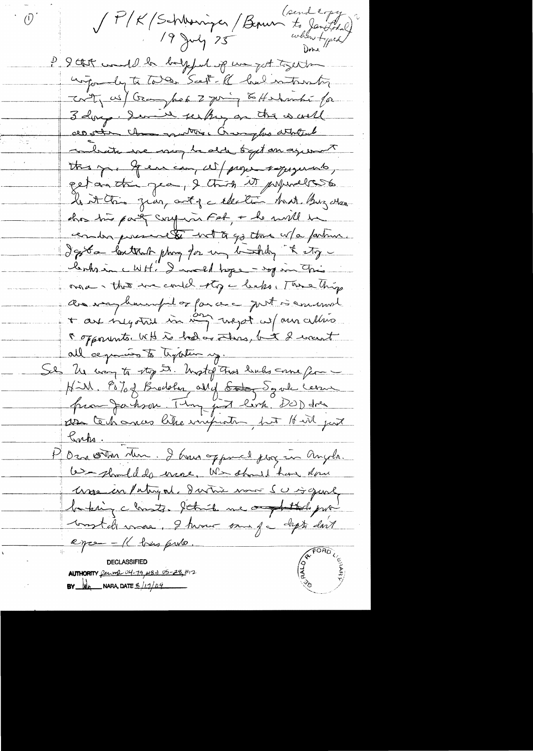(1)

P/K/Schlesinger/Brown (send copy to Jan Lodal when typed) Done

19 July 75

P: It would be helpful if we got together informally to talk Salt. K had interesting [conversation] w/ Gromyko. 2 going to Helsinki for 3 days. I will be talking on this as well as other [things] Gromyko [indicated] we may be able to get an agreement this yr. If we can, w/ proper safeguards, get one this year, I think it preferable to do it this year, out of election year. Brezhnev has his party congress in Feb, & he would be under pressure not to go there w/o a future.

I got a lecture phoning for my birthday & story — leaks in WH. I would hope — stop in this area — that we could stop leaks. These things are very harmful or [foreign] area — just so emotional & are negotiating in any respect w/ our allies & opponents. WH is bad as others, but I want all agencies to tighten up.

S: The way to stop it. Most of these leaks come from — Hill. 90% of Brodsky [?] stuff comes from Jackson. They just leak. DOD does [have] tendencies like everyone, but Hill just leaks.

P: One other item. I have opposed posture in Angola. We should do more. We should have done more in Portugal. Within [more?] [S?] is quietly [backing] [the] [?]. I think we [?] [?] [?] more. I have [some] of [the] [?] don't agree — K [has] [?].

DECLASSIFIED
AUTHORITY Generic 04-19 #83 05-28 #12
BY [initials] NARA, DATE 8/17/09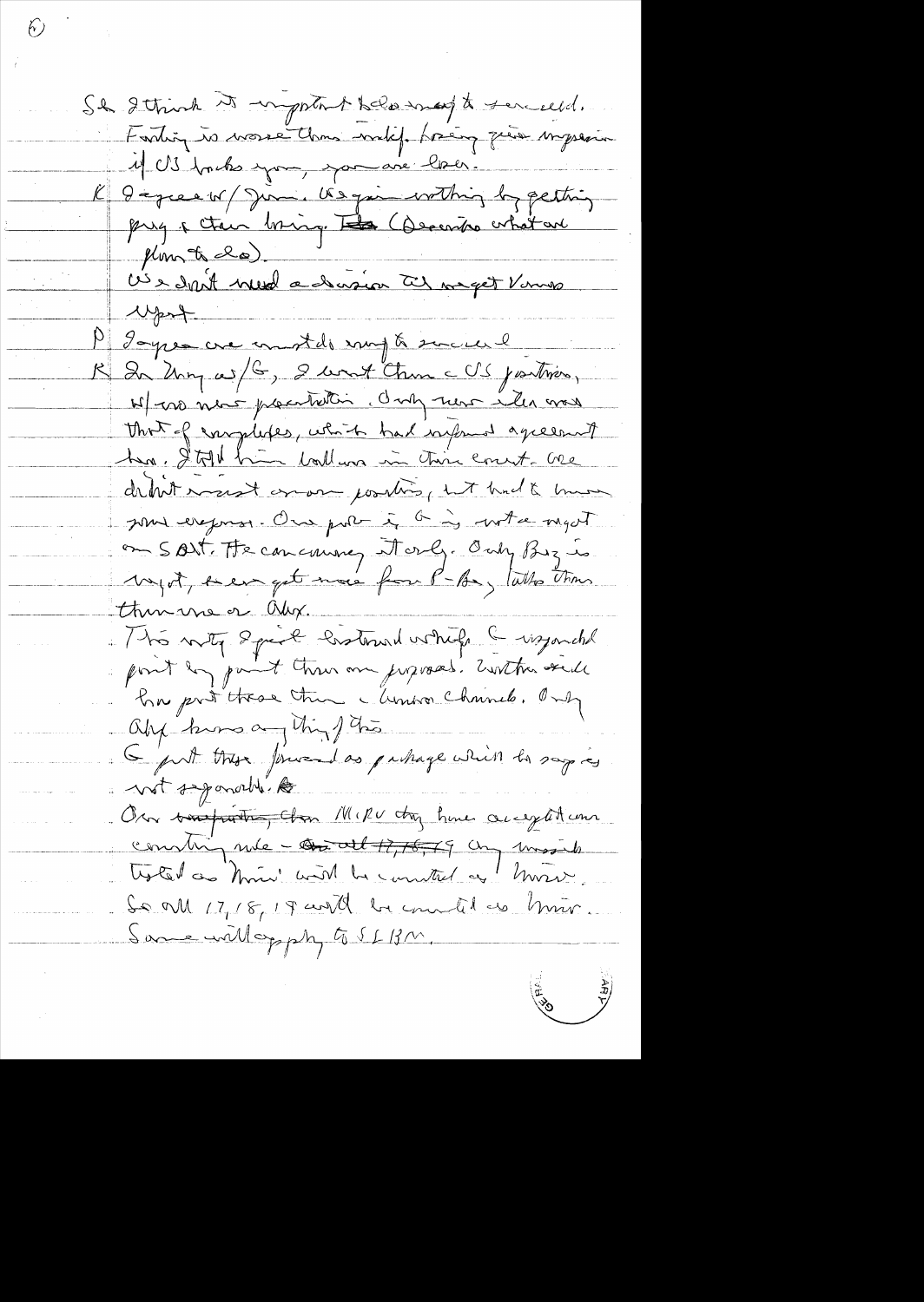S: I think it important to do most to succeed. Failing is worse than not. Losing gives impression if US backs you, you are loser.

K: I agree w/ Jim. We gain nothing by getting pugs & then losing. ~~Tho~~ (Describes what are plans to do).

We don't need a decision til we get Vance report.

P: I agree we must do any to succeed.

K: In Brz w/ G, I went thru US positions, w/ no new presentation. Only new idea was that of conglufers, which had informal agreement here. I told him ballons in thin court. We didn't insist on our position, but had to know your response. One prob is G is not a wagot on SALT. He concurring it only. Only Brz is wagot, he can get more from P-Br, latter than thru me or Alex.

This why I got lateral which & rejoined point by point thru our proposals. Woutham still has put those thru Lamos channels. Only Alex knows any thing of this.

G put those forward as package which he says is not separable.

Our ~~computing~~, than MIRV they have acceptance counting rule – ~~Our all 17, 18, 19~~ any missile tested as MIRV will be counted as MIRV. So all 17, 18, 19 would be counted as MIRV. Same will apply to SLBM.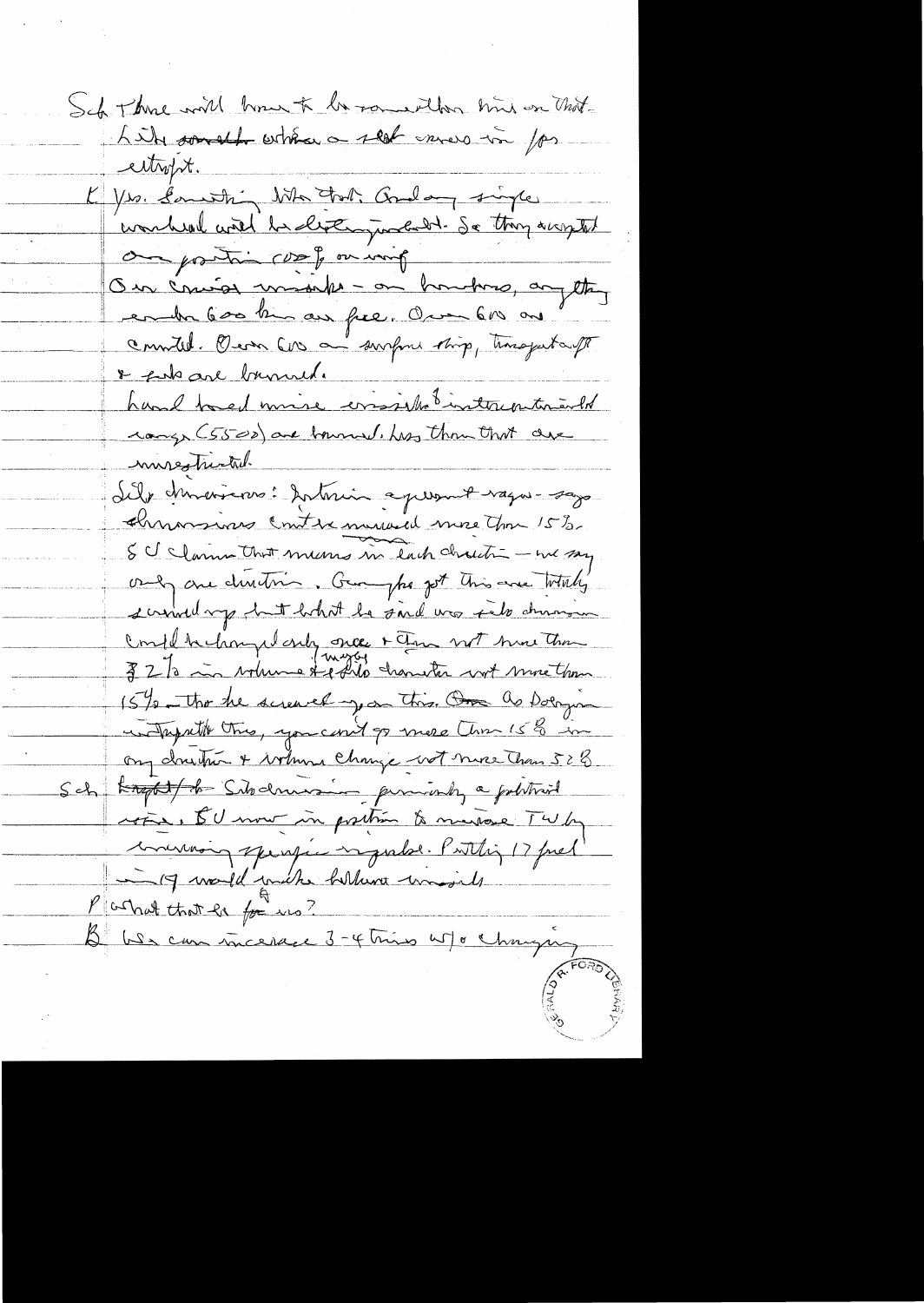Sch There will have to be something more on that. Like something other than a flat increase in for ... aircraft.

K Yes. Something like that. And any single warhead would be distinguishable. So they accepted our position — 1000 km on wing.

On cruise missiles — on bombers, anything under 600 km are free. Over 600 are counted. Over 600 on surface ship, transport aircraft & subs are banned.

Land based cruise missiles of intercontinental range (5500) are banned. Less than that are unrestricted.

Silo dimensions: Soviet agreement vague — says dimensions can't be increased more than 15%. SU claims that means in each direction — we say only one direction. Gromyko got this one totally screwed up but what he said was silo dimension could be changed only once & then not more than 32% in volume & silo diameter not more than 15% — tho he screwed up on this. As Dobrynin interprets this, you can't go more than 15% in any direction & volume change not more than 32%.

Sch Silo dimension primarily a political issue. SU now in position to increase TW by increasing specific impulse. Putting 17 fuel in 19 would make hell of a missile.

P What that do for us?

B We can increase 3-4 times w/o changing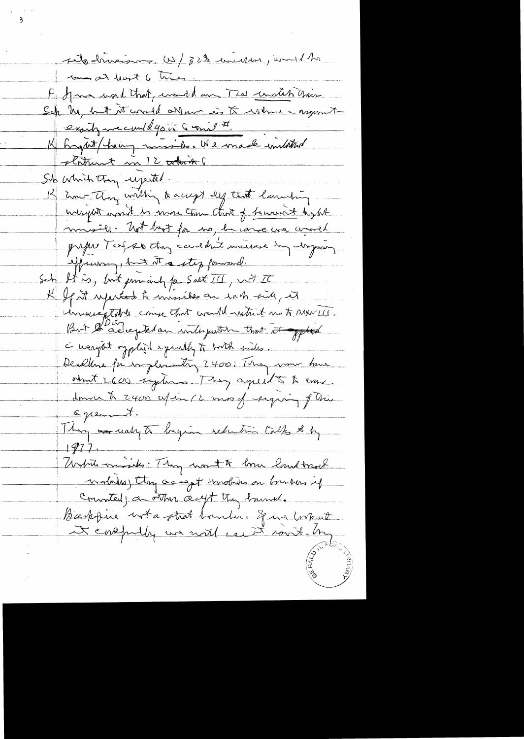..to divisions. W/ 32% increase, would be raised at least 6 times.

F If we need that, could our TAC construct it?

Sch No, but it would allow us to withdraw argument exactly we could go to 6 mil #.

K Freight/heavy missiles. We made unilateral statement in 1972 about 5

Sch which they rejected.

K Now they willing to accept def that launching weight won't be more than that of heaviest light missile. Not best for us, because we would prefer TW so they couldn't increase by improving efficiency, but it a step forward.

Sch It is, but primarily for Salt III, not II

K If it applied to missiles on each side, it unacceptable cause that would restrict us to MX III. But I've accepted an interpretation that it applied to weight applied equally to both sides.

Deadline for implementing 2400: They now have about 2600 systems. They agreed to come down to 2400 w/in 12 mos of signing of this agreement.

They are ready to begin reduction talks by 1977.

Mobile missiles: They want to ban land mobile mobiles; they accept mobiles on bombers if counted; an other acft they banned.

Backfire not a strat bomber. If we look at it carefully we will see it isn't. They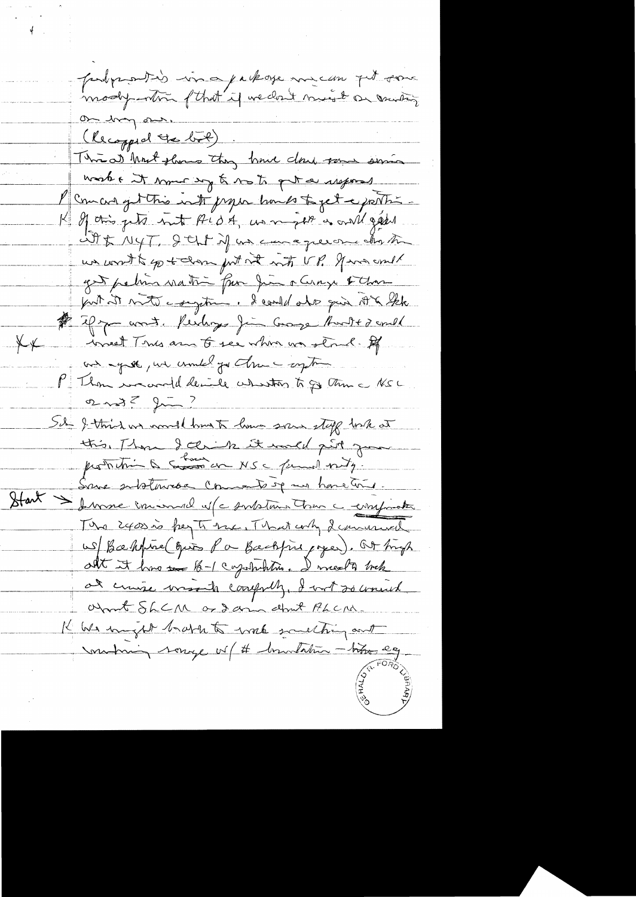fed position in a package we can put some modification of that if we don't meet on anything on my own.

(Recapped the bill)

Thrust that shows they have done some serious work & it may serve to get a report

P Concord get this into proper hands to get a position.

K If this gets into AID, we might as well give it to NYT. I think if we can agree on things we want to go & then put it into VP. If we could get positive reaction from Jim & George & then put it into a system. I could also give it to Ikle if you want. Perhaps Jim George Brent & I could

XX meet Times are to see where we stand. If we agree, we could go then a system

P Then we could decide whether to go thru a NSC or not? Jim?

Sch I think we would have to have some staff look at this. Then I think it would put you position to have an NSC fermenting.

Some substance comments of my homework.

Start > I was concerned w/ a substance than a comparative. The 2400 is key to me. What only I concerned w/ Backfire (quite P on Backfire paper). But though all it has B-1 capabilities. I need to look at cruise missile carefully. I not so worried about SLCM as I am about ALCM.

K We might have to work something out involving range w/ # limitation — like eg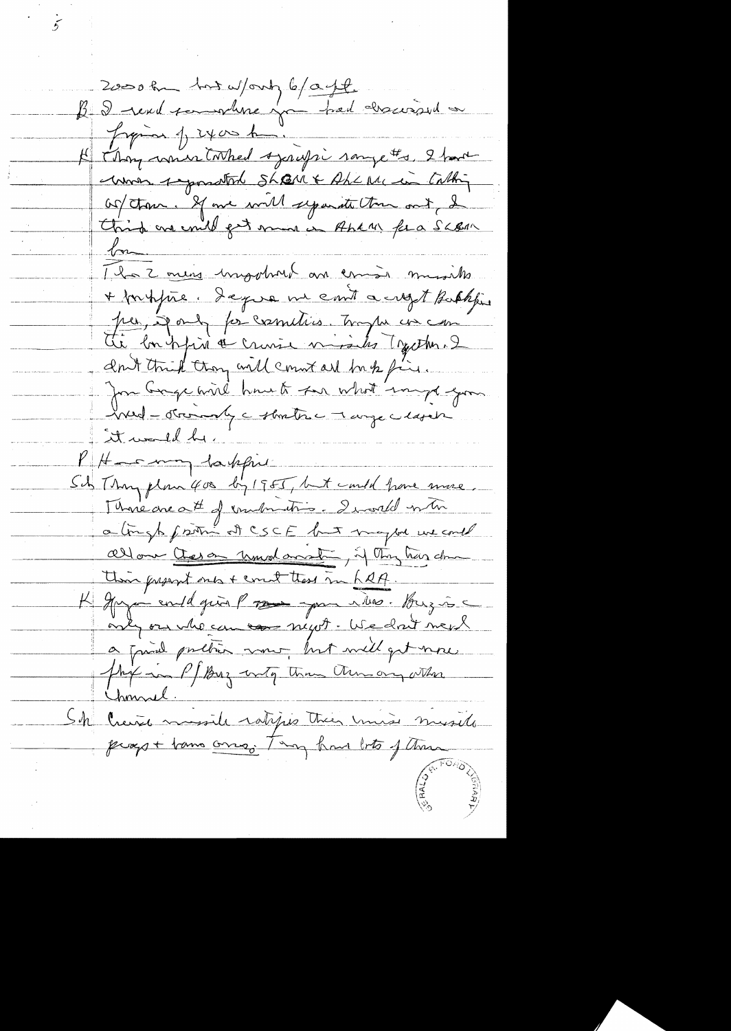2000 km but w/only 6/a ft.

B I read somewhere you had discussed a figure of 2400 km.

K They mentioned specific range #s. I have never separated SLBM & ALCM in talking w/them. If we will separate them out, I think we could get more on ALBM for a SLBM km.

The 2 main unresolved are cruise missiles + Backfire. I agree we can't accept Backfire pen, if only for cosmetics. Maybe we can tie Backfire & cruise missiles together. I don't think they will count all backfire.

Jim George will have to say what range you need — obviously a strategic range clearer it would be.

P How many backfire

Sch They plan 400 by 1985, but could have more. There are a # of combinations. I would start a tough position at CSCE but maybe we could allow those on unmodernized, if they have done their present ones + count those in LRA.

K You could give P some your ideas. Brez is a only one who can negot. We don't need a final position now, but will get more flex in P/Brez mtg than thru any other channel.

Sch Cruise missile ratifies their cruise missile programs + bans ours; They have lots of them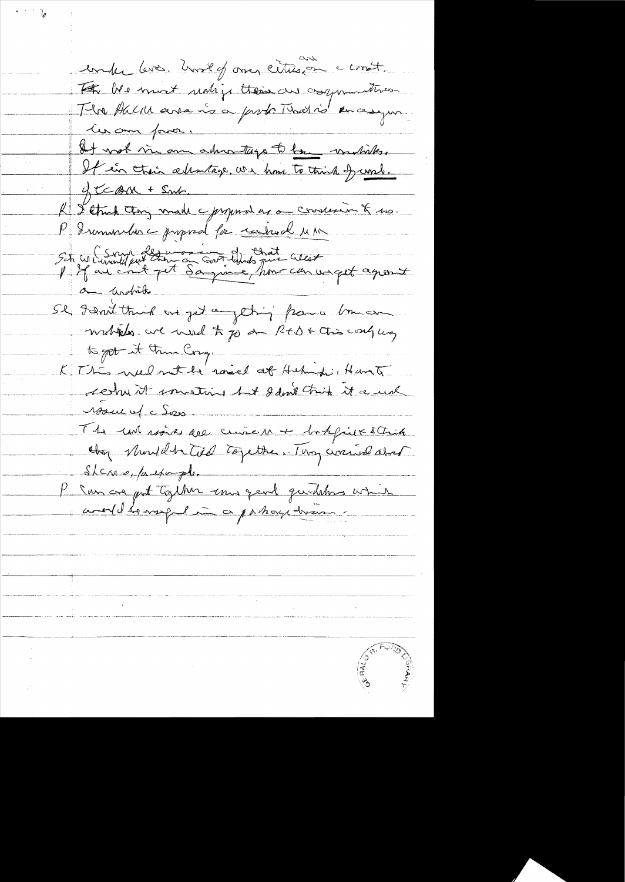under less. Most of our cities are on a coast.

We must realize there are asymmetries. The ~~BACM~~ area is a prob. That is an asym. in our favor.

It not in our advantage to ban mobiles. If in their advantage, we have to think of who.

If ~~ICBM~~ + Sub.

K I think they made a proposal as a concession to us.

P I remember a proposal for ~~ICBM~~ UAM

Sch We would (soon) put them on Govt lands (given that at least)

P If we can't get Sanguine, how can we get agreement on mobile.

Sch I don't think we get anything from a ban on mobiles. We need to go on R+D + this only way to get it thru Cong.

K This need not be raised at Helsinki. Have to resolve it sometime but I don't think it a real issue w/ a Sov.

The real issues are cruise M + backfire & think they should be tied together. They worried about SLCMs, for example.

P Can we put together some good guidelines which would be helpful in a package deal.